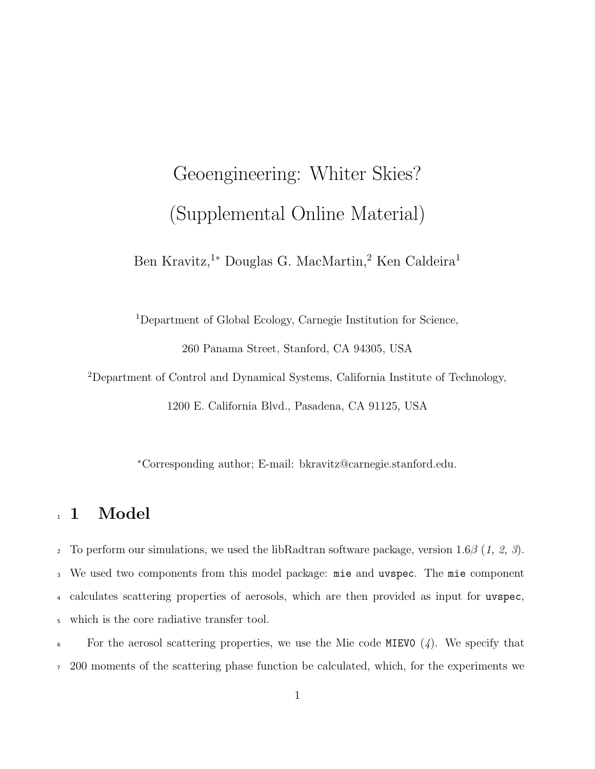# Geoengineering: Whiter Skies?

# (Supplemental Online Material)

Ben Kravitz,[1*] Douglas G. MacMartin,[2] Ken Caldeira[1]

[1]Department of Global Ecology, Carnegie Institution for Science,

260 Panama Street, Stanford, CA 94305, USA

[2]Department of Control and Dynamical Systems, California Institute of Technology,

1200 E. California Blvd., Pasadena, CA 91125, USA

[*]Corresponding author; E-mail: bkravitz@carnegie.stanford.edu.

## 1 Model

To perform our simulations, we used the libRadtran software package, version 1.6$\beta$ (*1, 2, 3*). We used two components from this model package: `mie` and `uvspec`. The `mie` component calculates scattering properties of aerosols, which are then provided as input for `uvspec`, which is the core radiative transfer tool.

For the aerosol scattering properties, we use the Mie code `MIEV0` (*4*). We specify that 200 moments of the scattering phase function be calculated, which, for the experiments we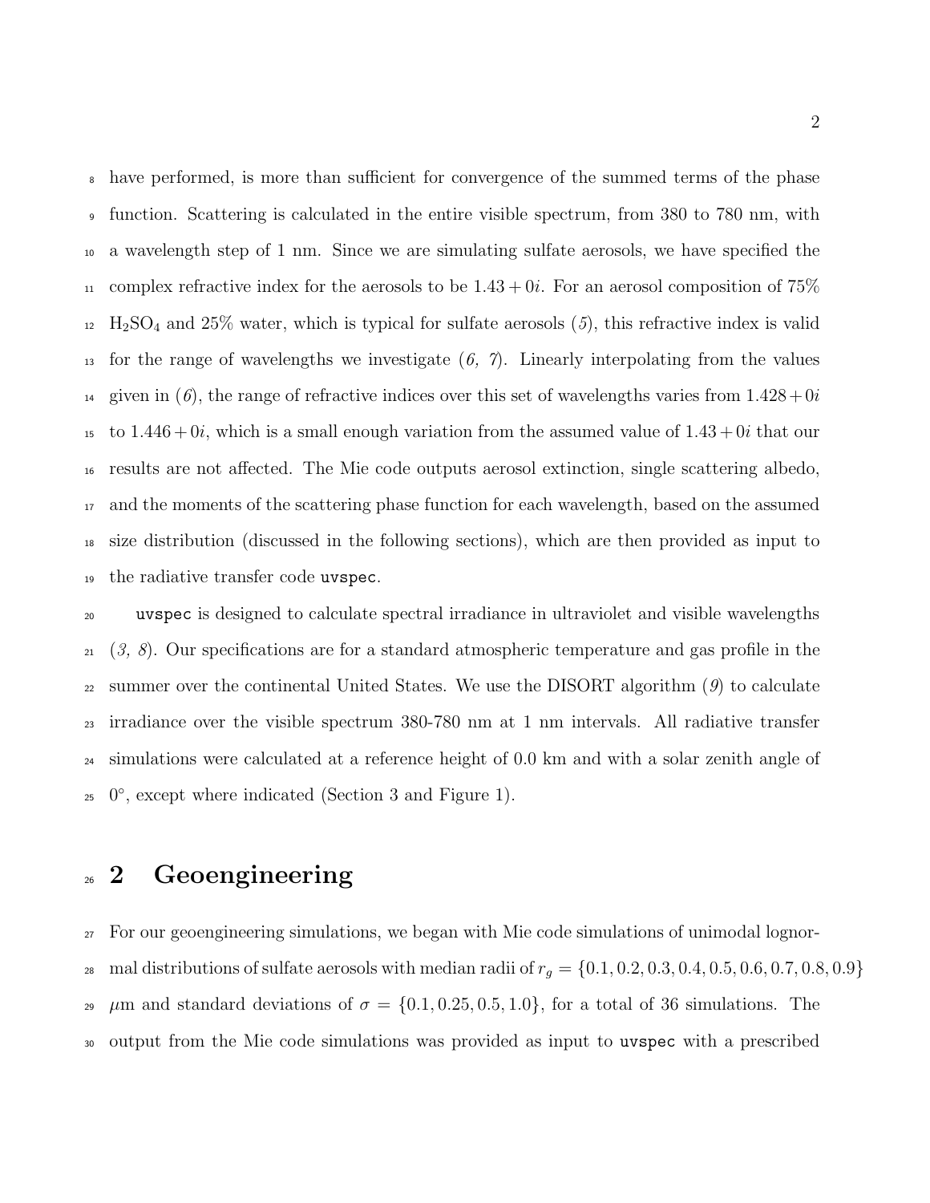have performed, is more than sufficient for convergence of the summed terms of the phase function. Scattering is calculated in the entire visible spectrum, from 380 to 780 nm, with a wavelength step of 1 nm. Since we are simulating sulfate aerosols, we have specified the complex refractive index for the aerosols to be $1.43 + 0i$. For an aerosol composition of 75% $H_2SO_4$ and 25% water, which is typical for sulfate aerosols (*5*), this refractive index is valid for the range of wavelengths we investigate (*6, 7*). Linearly interpolating from the values given in (*6*), the range of refractive indices over this set of wavelengths varies from $1.428 + 0i$ to $1.446 + 0i$, which is a small enough variation from the assumed value of $1.43 + 0i$ that our results are not affected. The Mie code outputs aerosol extinction, single scattering albedo, and the moments of the scattering phase function for each wavelength, based on the assumed size distribution (discussed in the following sections), which are then provided as input to the radiative transfer code `uvspec`.

`uvspec` is designed to calculate spectral irradiance in ultraviolet and visible wavelengths (*3, 8*). Our specifications are for a standard atmospheric temperature and gas profile in the summer over the continental United States. We use the DISORT algorithm (*9*) to calculate irradiance over the visible spectrum 380-780 nm at 1 nm intervals. All radiative transfer simulations were calculated at a reference height of 0.0 km and with a solar zenith angle of $0°$, except where indicated (Section 3 and Figure 1).

# 2 Geoengineering

For our geoengineering simulations, we began with Mie code simulations of unimodal lognormal distributions of sulfate aerosols with median radii of $r_g = \{0.1, 0.2, 0.3, 0.4, 0.5, 0.6, 0.7, 0.8, 0.9\}$ $\mu$m and standard deviations of $\sigma = \{0.1, 0.25, 0.5, 1.0\}$, for a total of 36 simulations. The output from the Mie code simulations was provided as input to `uvspec` with a prescribed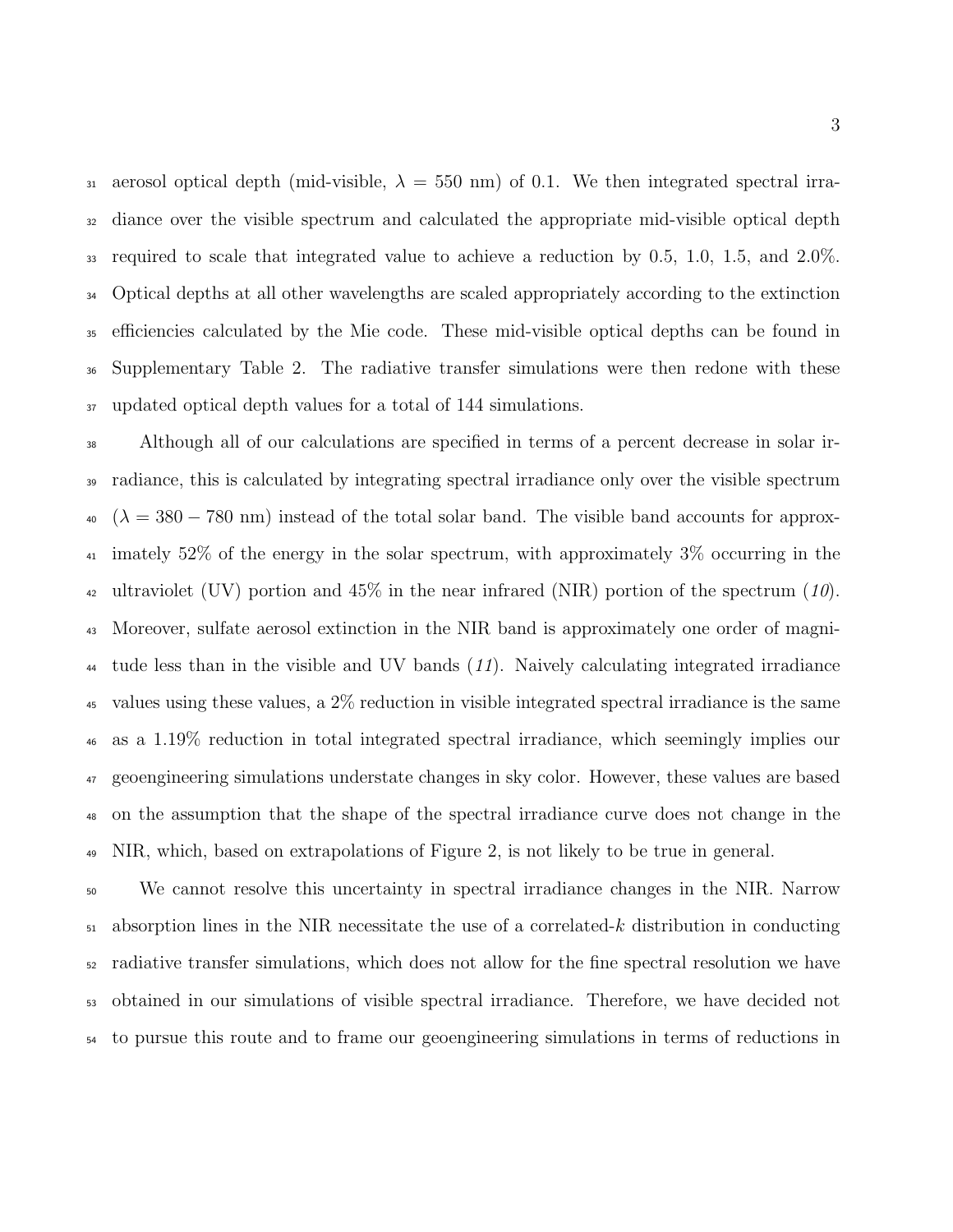aerosol optical depth (mid-visible, $\lambda = 550$ nm) of 0.1. We then integrated spectral irradiance over the visible spectrum and calculated the appropriate mid-visible optical depth required to scale that integrated value to achieve a reduction by 0.5, 1.0, 1.5, and 2.0%. Optical depths at all other wavelengths are scaled appropriately according to the extinction efficiencies calculated by the Mie code. These mid-visible optical depths can be found in Supplementary Table 2. The radiative transfer simulations were then redone with these updated optical depth values for a total of 144 simulations.

Although all of our calculations are specified in terms of a percent decrease in solar irradiance, this is calculated by integrating spectral irradiance only over the visible spectrum ($\lambda = 380 - 780$ nm) instead of the total solar band. The visible band accounts for approximately 52% of the energy in the solar spectrum, with approximately 3% occurring in the ultraviolet (UV) portion and 45% in the near infrared (NIR) portion of the spectrum (*10*). Moreover, sulfate aerosol extinction in the NIR band is approximately one order of magnitude less than in the visible and UV bands (*11*). Naively calculating integrated irradiance values using these values, a 2% reduction in visible integrated spectral irradiance is the same as a 1.19% reduction in total integrated spectral irradiance, which seemingly implies our geoengineering simulations understate changes in sky color. However, these values are based on the assumption that the shape of the spectral irradiance curve does not change in the NIR, which, based on extrapolations of Figure 2, is not likely to be true in general.

We cannot resolve this uncertainty in spectral irradiance changes in the NIR. Narrow absorption lines in the NIR necessitate the use of a correlated-$k$ distribution in conducting radiative transfer simulations, which does not allow for the fine spectral resolution we have obtained in our simulations of visible spectral irradiance. Therefore, we have decided not to pursue this route and to frame our geoengineering simulations in terms of reductions in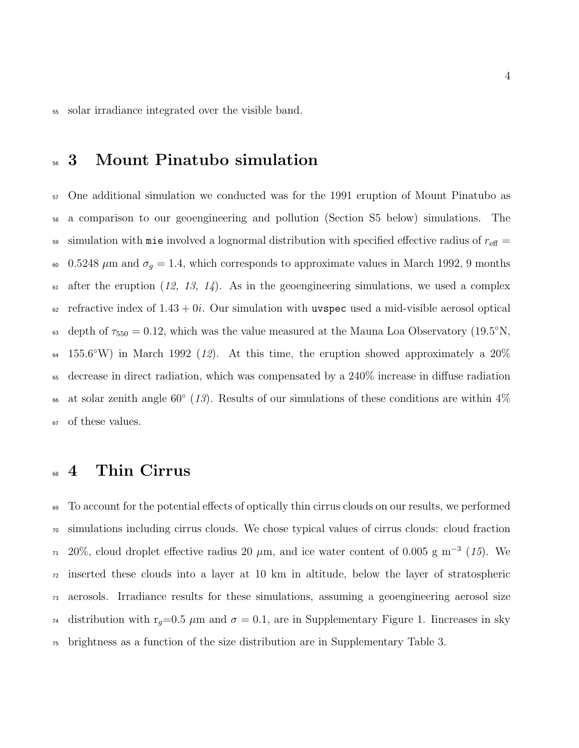solar irradiance integrated over the visible band.

# 3 Mount Pinatubo simulation

One additional simulation we conducted was for the 1991 eruption of Mount Pinatubo as a comparison to our geoengineering and pollution (Section S5 below) simulations. The simulation with `mie` involved a lognormal distribution with specified effective radius of $r_{\text{eff}} = 0.5248$ $\mu$m and $\sigma_g = 1.4$, which corresponds to approximate values in March 1992, 9 months after the eruption (*12, 13, 14*). As in the geoengineering simulations, we used a complex refractive index of $1.43 + 0i$. Our simulation with `uvspec` used a mid-visible aerosol optical depth of $\tau_{550} = 0.12$, which was the value measured at the Mauna Loa Observatory (19.5°N, 155.6°W) in March 1992 (*12*). At this time, the eruption showed approximately a 20% decrease in direct radiation, which was compensated by a 240% increase in diffuse radiation at solar zenith angle 60° (*13*). Results of our simulations of these conditions are within 4% of these values.

# 4 Thin Cirrus

To account for the potential effects of optically thin cirrus clouds on our results, we performed simulations including cirrus clouds. We chose typical values of cirrus clouds: cloud fraction 20%, cloud droplet effective radius 20 $\mu$m, and ice water content of 0.005 g m$^{-3}$ (*15*). We inserted these clouds into a layer at 10 km in altitude, below the layer of stratospheric aerosols. Irradiance results for these simulations, assuming a geoengineering aerosol size distribution with $r_g$=0.5 $\mu$m and $\sigma = 0.1$, are in Supplementary Figure 1. Iincreases in sky brightness as a function of the size distribution are in Supplementary Table 3.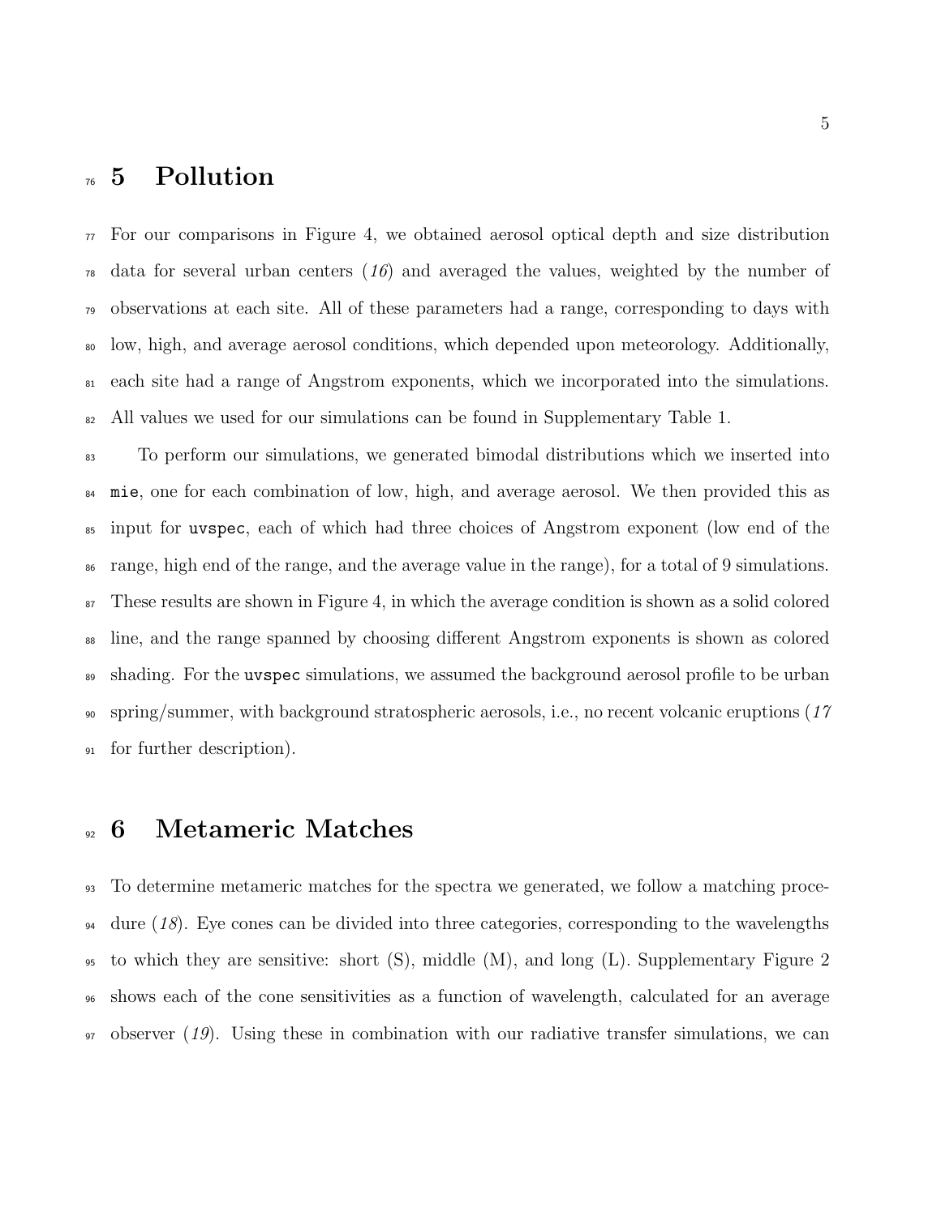# 5 Pollution

For our comparisons in Figure 4, we obtained aerosol optical depth and size distribution data for several urban centers (*16*) and averaged the values, weighted by the number of observations at each site. All of these parameters had a range, corresponding to days with low, high, and average aerosol conditions, which depended upon meteorology. Additionally, each site had a range of Angstrom exponents, which we incorporated into the simulations. All values we used for our simulations can be found in Supplementary Table 1.

To perform our simulations, we generated bimodal distributions which we inserted into `mie`, one for each combination of low, high, and average aerosol. We then provided this as input for `uvspec`, each of which had three choices of Angstrom exponent (low end of the range, high end of the range, and the average value in the range), for a total of 9 simulations. These results are shown in Figure 4, in which the average condition is shown as a solid colored line, and the range spanned by choosing different Angstrom exponents is shown as colored shading. For the `uvspec` simulations, we assumed the background aerosol profile to be urban spring/summer, with background stratospheric aerosols, i.e., no recent volcanic eruptions (*17* for further description).

# 6 Metameric Matches

To determine metameric matches for the spectra we generated, we follow a matching procedure (*18*). Eye cones can be divided into three categories, corresponding to the wavelengths to which they are sensitive: short (S), middle (M), and long (L). Supplementary Figure 2 shows each of the cone sensitivities as a function of wavelength, calculated for an average observer (*19*). Using these in combination with our radiative transfer simulations, we can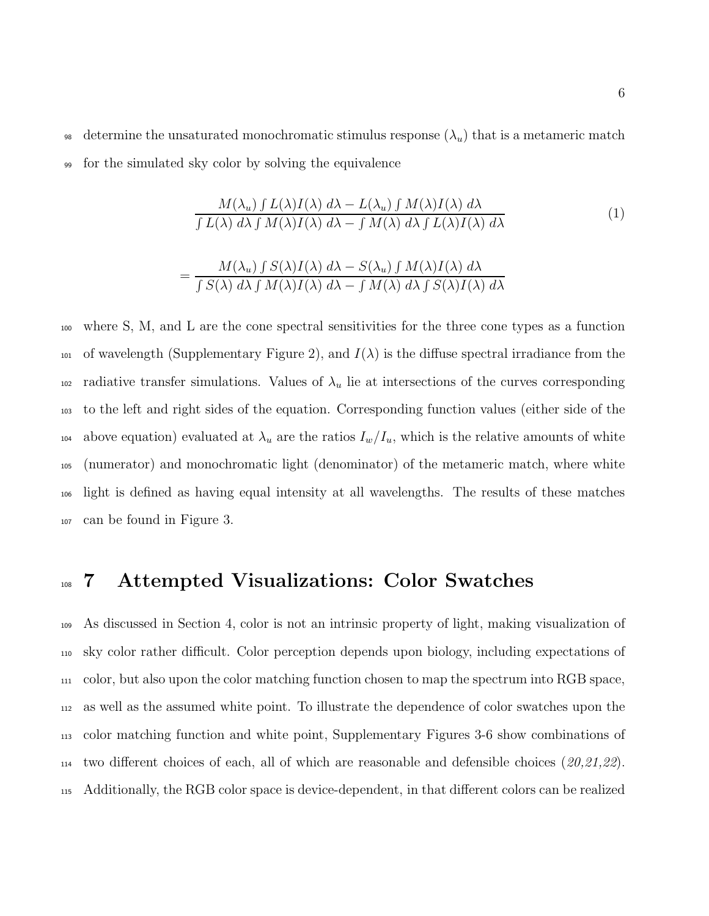determine the unsaturated monochromatic stimulus response ($\lambda_u$) that is a metameric match for the simulated sky color by solving the equivalence

$$\frac{M(\lambda_u)\int L(\lambda)I(\lambda)\,d\lambda - L(\lambda_u)\int M(\lambda)I(\lambda)\,d\lambda}{\int L(\lambda)\,d\lambda \int M(\lambda)I(\lambda)\,d\lambda - \int M(\lambda)\,d\lambda \int L(\lambda)I(\lambda)\,d\lambda} \tag{1}$$

$$= \frac{M(\lambda_u)\int S(\lambda)I(\lambda)\,d\lambda - S(\lambda_u)\int M(\lambda)I(\lambda)\,d\lambda}{\int S(\lambda)\,d\lambda \int M(\lambda)I(\lambda)\,d\lambda - \int M(\lambda)\,d\lambda \int S(\lambda)I(\lambda)\,d\lambda}$$

where S, M, and L are the cone spectral sensitivities for the three cone types as a function of wavelength (Supplementary Figure 2), and $I(\lambda)$ is the diffuse spectral irradiance from the radiative transfer simulations. Values of $\lambda_u$ lie at intersections of the curves corresponding to the left and right sides of the equation. Corresponding function values (either side of the above equation) evaluated at $\lambda_u$ are the ratios $I_w/I_u$, which is the relative amounts of white (numerator) and monochromatic light (denominator) of the metameric match, where white light is defined as having equal intensity at all wavelengths. The results of these matches can be found in Figure 3.

# 7 Attempted Visualizations: Color Swatches

As discussed in Section 4, color is not an intrinsic property of light, making visualization of sky color rather difficult. Color perception depends upon biology, including expectations of color, but also upon the color matching function chosen to map the spectrum into RGB space, as well as the assumed white point. To illustrate the dependence of color swatches upon the color matching function and white point, Supplementary Figures 3-6 show combinations of two different choices of each, all of which are reasonable and defensible choices (*20,21,22*). Additionally, the RGB color space is device-dependent, in that different colors can be realized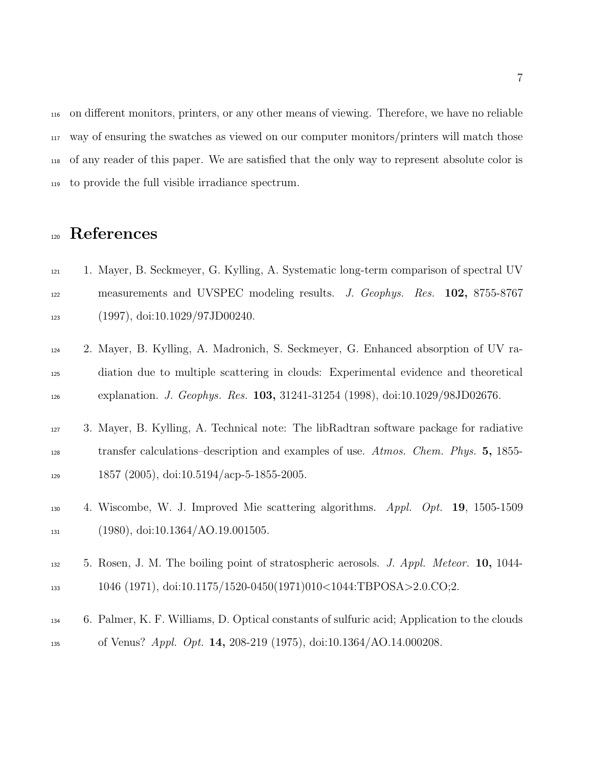on different monitors, printers, or any other means of viewing. Therefore, we have no reliable way of ensuring the swatches as viewed on our computer monitors/printers will match those of any reader of this paper. We are satisfied that the only way to represent absolute color is to provide the full visible irradiance spectrum.

# References

1. Mayer, B. Seckmeyer, G. Kylling, A. Systematic long-term comparison of spectral UV measurements and UVSPEC modeling results. *J. Geophys. Res.* **102,** 8755-8767 (1997), doi:10.1029/97JD00240.

2. Mayer, B. Kylling, A. Madronich, S. Seckmeyer, G. Enhanced absorption of UV radiation due to multiple scattering in clouds: Experimental evidence and theoretical explanation. *J. Geophys. Res.* **103,** 31241-31254 (1998), doi:10.1029/98JD02676.

3. Mayer, B. Kylling, A. Technical note: The libRadtran software package for radiative transfer calculations–description and examples of use. *Atmos. Chem. Phys.* **5,** 1855-1857 (2005), doi:10.5194/acp-5-1855-2005.

4. Wiscombe, W. J. Improved Mie scattering algorithms. *Appl. Opt.* **19**, 1505-1509 (1980), doi:10.1364/AO.19.001505.

5. Rosen, J. M. The boiling point of stratospheric aerosols. *J. Appl. Meteor.* **10,** 1044-1046 (1971), doi:10.1175/1520-0450(1971)010<1044:TBPOSA>2.0.CO;2.

6. Palmer, K. F. Williams, D. Optical constants of sulfuric acid; Application to the clouds of Venus? *Appl. Opt.* **14,** 208-219 (1975), doi:10.1364/AO.14.000208.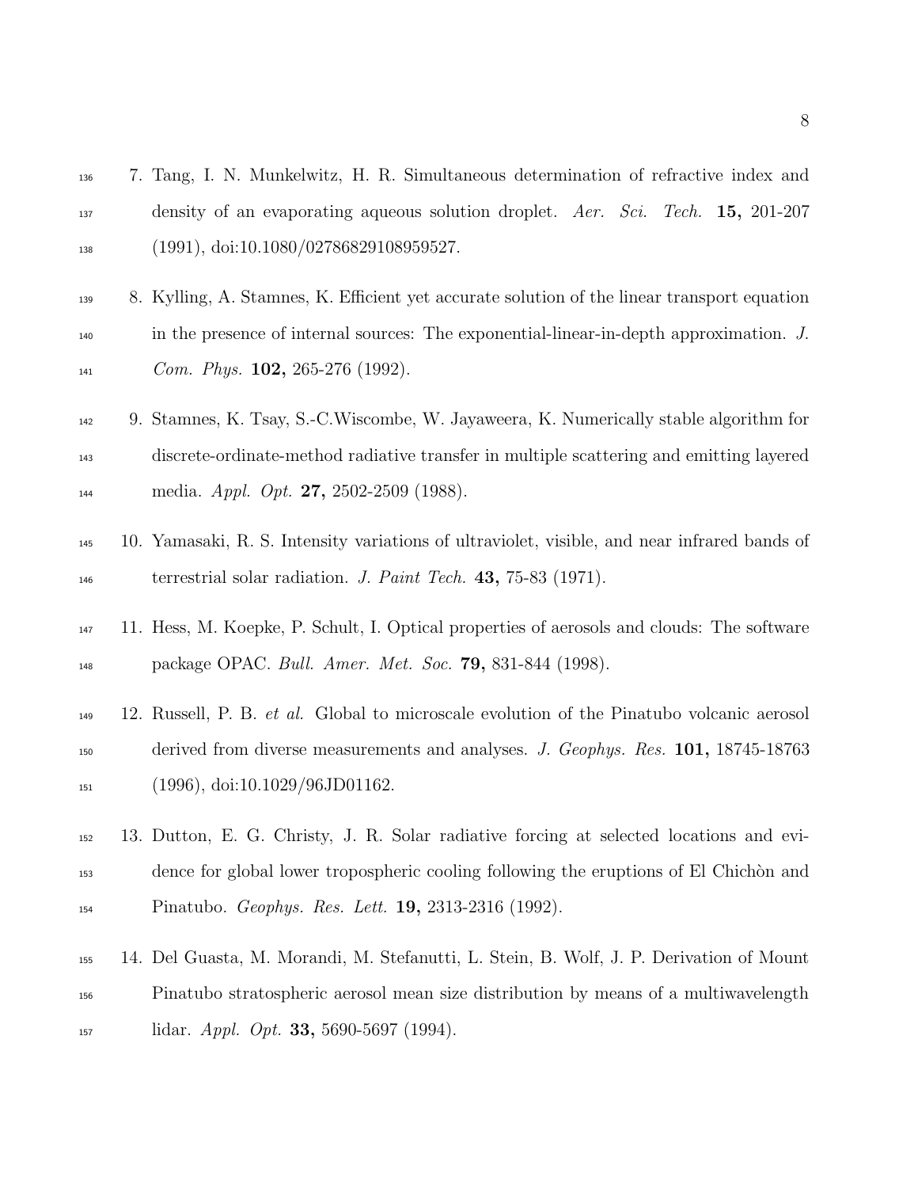7. Tang, I. N. Munkelwitz, H. R. Simultaneous determination of refractive index and density of an evaporating aqueous solution droplet. *Aer. Sci. Tech.* **15,** 201-207 (1991), doi:10.1080/02786829108959527.

8. Kylling, A. Stamnes, K. Efficient yet accurate solution of the linear transport equation in the presence of internal sources: The exponential-linear-in-depth approximation. *J. Com. Phys.* **102,** 265-276 (1992).

9. Stamnes, K. Tsay, S.-C.Wiscombe, W. Jayaweera, K. Numerically stable algorithm for discrete-ordinate-method radiative transfer in multiple scattering and emitting layered media. *Appl. Opt.* **27,** 2502-2509 (1988).

10. Yamasaki, R. S. Intensity variations of ultraviolet, visible, and near infrared bands of terrestrial solar radiation. *J. Paint Tech.* **43,** 75-83 (1971).

11. Hess, M. Koepke, P. Schult, I. Optical properties of aerosols and clouds: The software package OPAC. *Bull. Amer. Met. Soc.* **79,** 831-844 (1998).

12. Russell, P. B. *et al.* Global to microscale evolution of the Pinatubo volcanic aerosol derived from diverse measurements and analyses. *J. Geophys. Res.* **101,** 18745-18763 (1996), doi:10.1029/96JD01162.

13. Dutton, E. G. Christy, J. R. Solar radiative forcing at selected locations and evidence for global lower tropospheric cooling following the eruptions of El Chichòn and Pinatubo. *Geophys. Res. Lett.* **19,** 2313-2316 (1992).

14. Del Guasta, M. Morandi, M. Stefanutti, L. Stein, B. Wolf, J. P. Derivation of Mount Pinatubo stratospheric aerosol mean size distribution by means of a multiwavelength lidar. *Appl. Opt.* **33,** 5690-5697 (1994).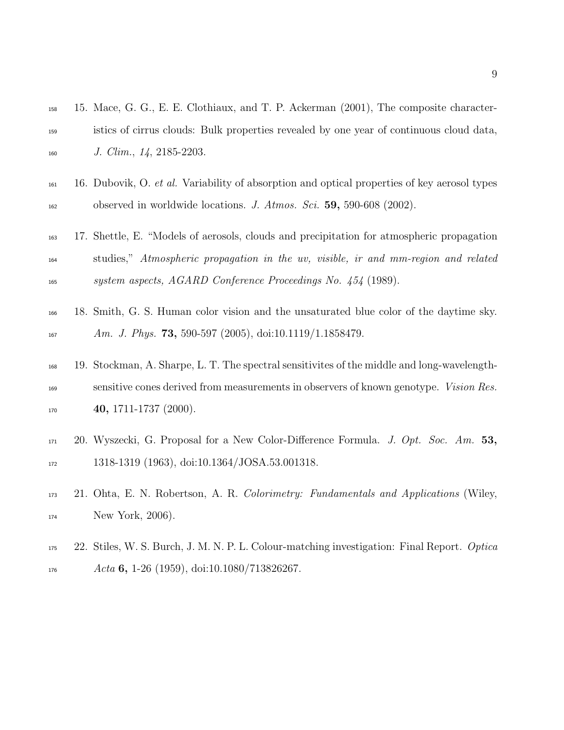15. Mace, G. G., E. E. Clothiaux, and T. P. Ackerman (2001), The composite characteristics of cirrus clouds: Bulk properties revealed by one year of continuous cloud data, *J. Clim.*, *14*, 2185-2203.

16. Dubovik, O. *et al.* Variability of absorption and optical properties of key aerosol types observed in worldwide locations. *J. Atmos. Sci.* **59,** 590-608 (2002).

17. Shettle, E. "Models of aerosols, clouds and precipitation for atmospheric propagation studies," *Atmospheric propagation in the uv, visible, ir and mm-region and related system aspects, AGARD Conference Proceedings No. 454* (1989).

18. Smith, G. S. Human color vision and the unsaturated blue color of the daytime sky. *Am. J. Phys.* **73,** 590-597 (2005), doi:10.1119/1.1858479.

19. Stockman, A. Sharpe, L. T. The spectral sensitivites of the middle and long-wavelength-sensitive cones derived from measurements in observers of known genotype. *Vision Res.* **40,** 1711-1737 (2000).

20. Wyszecki, G. Proposal for a New Color-Difference Formula. *J. Opt. Soc. Am.* **53,** 1318-1319 (1963), doi:10.1364/JOSA.53.001318.

21. Ohta, E. N. Robertson, A. R. *Colorimetry: Fundamentals and Applications* (Wiley, New York, 2006).

22. Stiles, W. S. Burch, J. M. N. P. L. Colour-matching investigation: Final Report. *Optica Acta* **6,** 1-26 (1959), doi:10.1080/713826267.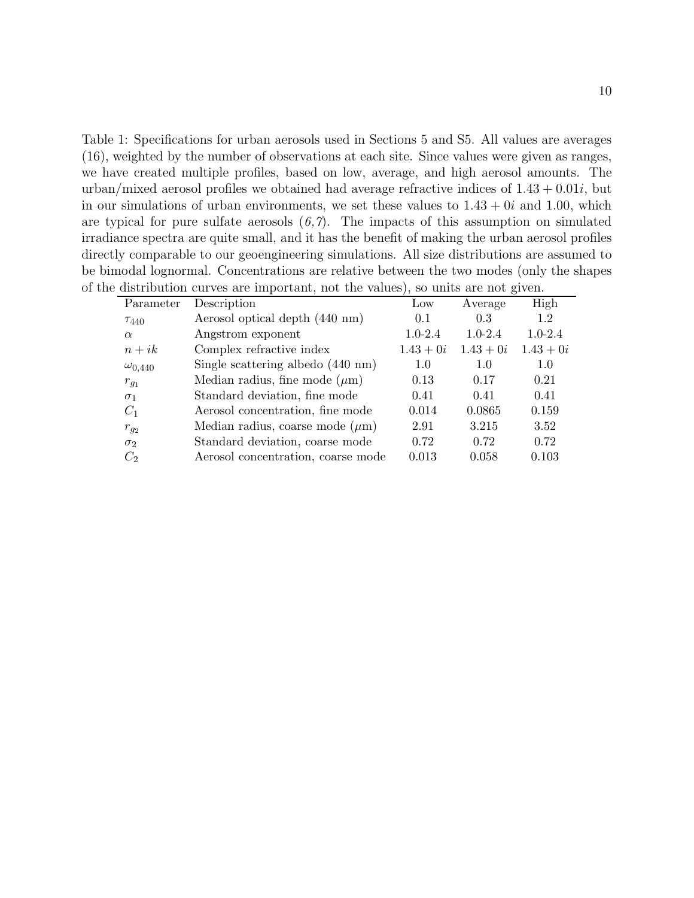Table 1: Specifications for urban aerosols used in Sections 5 and S5. All values are averages (16), weighted by the number of observations at each site. Since values were given as ranges, we have created multiple profiles, based on low, average, and high aerosol amounts. The urban/mixed aerosol profiles we obtained had average refractive indices of $1.43 + 0.01i$, but in our simulations of urban environments, we set these values to $1.43 + 0i$ and 1.00, which are typical for pure sulfate aerosols (*6,7*). The impacts of this assumption on simulated irradiance spectra are quite small, and it has the benefit of making the urban aerosol profiles directly comparable to our geoengineering simulations. All size distributions are assumed to be bimodal lognormal. Concentrations are relative between the two modes (only the shapes of the distribution curves are important, not the values), so units are not given.

| Parameter | Description | Low | Average | High |
|---|---|---|---|---|
| $\tau_{440}$ | Aerosol optical depth (440 nm) | 0.1 | 0.3 | 1.2 |
| $\alpha$ | Angstrom exponent | 1.0-2.4 | 1.0-2.4 | 1.0-2.4 |
| $n + ik$ | Complex refractive index | $1.43 + 0i$ | $1.43 + 0i$ | $1.43 + 0i$ |
| $\omega_{0,440}$ | Single scattering albedo (440 nm) | 1.0 | 1.0 | 1.0 |
| $r_{g_1}$ | Median radius, fine mode ($\mu$m) | 0.13 | 0.17 | 0.21 |
| $\sigma_1$ | Standard deviation, fine mode | 0.41 | 0.41 | 0.41 |
| $C_1$ | Aerosol concentration, fine mode | 0.014 | 0.0865 | 0.159 |
| $r_{g_2}$ | Median radius, coarse mode ($\mu$m) | 2.91 | 3.215 | 3.52 |
| $\sigma_2$ | Standard deviation, coarse mode | 0.72 | 0.72 | 0.72 |
| $C_2$ | Aerosol concentration, coarse mode | 0.013 | 0.058 | 0.103 |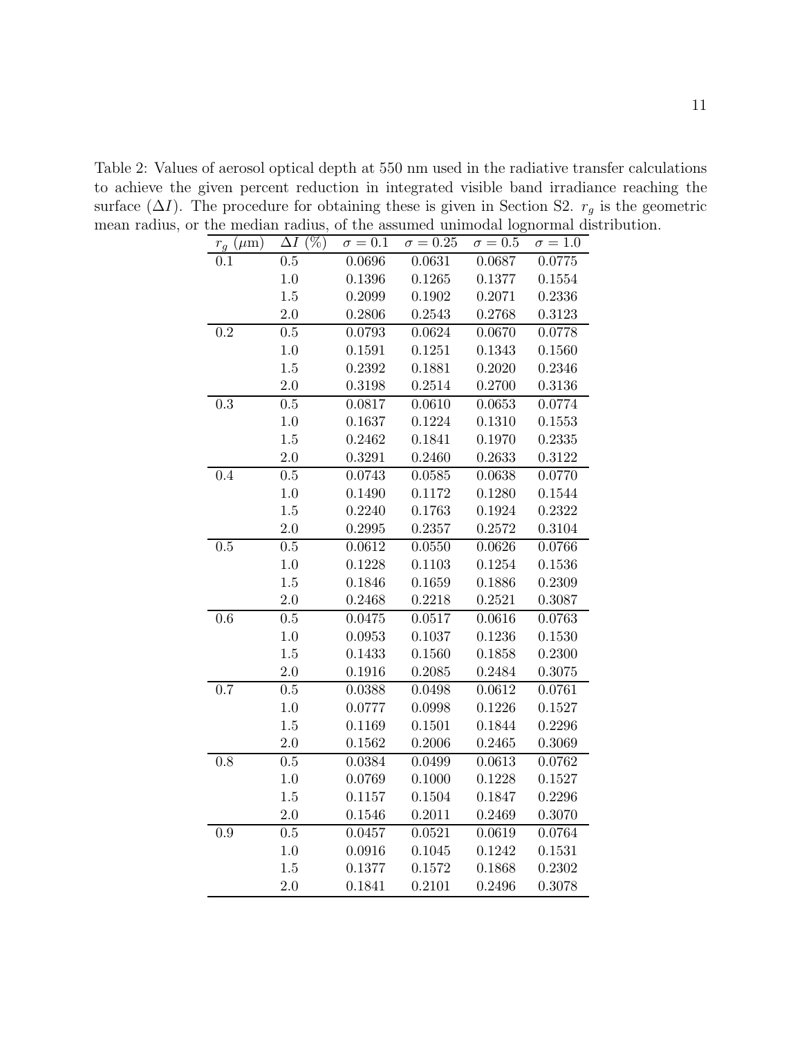Table 2: Values of aerosol optical depth at 550 nm used in the radiative transfer calculations to achieve the given percent reduction in integrated visible band irradiance reaching the surface ($\Delta I$). The procedure for obtaining these is given in Section S2. $r_g$ is the geometric mean radius, or the median radius, of the assumed unimodal lognormal distribution.

| $r_g$ ($\mu$m) | $\Delta I$ (%) | $\sigma = 0.1$ | $\sigma = 0.25$ | $\sigma = 0.5$ | $\sigma = 1.0$ |
|---|---|---|---|---|---|
| 0.1 | 0.5 | 0.0696 | 0.0631 | 0.0687 | 0.0775 |
| | 1.0 | 0.1396 | 0.1265 | 0.1377 | 0.1554 |
| | 1.5 | 0.2099 | 0.1902 | 0.2071 | 0.2336 |
| | 2.0 | 0.2806 | 0.2543 | 0.2768 | 0.3123 |
| 0.2 | 0.5 | 0.0793 | 0.0624 | 0.0670 | 0.0778 |
| | 1.0 | 0.1591 | 0.1251 | 0.1343 | 0.1560 |
| | 1.5 | 0.2392 | 0.1881 | 0.2020 | 0.2346 |
| | 2.0 | 0.3198 | 0.2514 | 0.2700 | 0.3136 |
| 0.3 | 0.5 | 0.0817 | 0.0610 | 0.0653 | 0.0774 |
| | 1.0 | 0.1637 | 0.1224 | 0.1310 | 0.1553 |
| | 1.5 | 0.2462 | 0.1841 | 0.1970 | 0.2335 |
| | 2.0 | 0.3291 | 0.2460 | 0.2633 | 0.3122 |
| 0.4 | 0.5 | 0.0743 | 0.0585 | 0.0638 | 0.0770 |
| | 1.0 | 0.1490 | 0.1172 | 0.1280 | 0.1544 |
| | 1.5 | 0.2240 | 0.1763 | 0.1924 | 0.2322 |
| | 2.0 | 0.2995 | 0.2357 | 0.2572 | 0.3104 |
| 0.5 | 0.5 | 0.0612 | 0.0550 | 0.0626 | 0.0766 |
| | 1.0 | 0.1228 | 0.1103 | 0.1254 | 0.1536 |
| | 1.5 | 0.1846 | 0.1659 | 0.1886 | 0.2309 |
| | 2.0 | 0.2468 | 0.2218 | 0.2521 | 0.3087 |
| 0.6 | 0.5 | 0.0475 | 0.0517 | 0.0616 | 0.0763 |
| | 1.0 | 0.0953 | 0.1037 | 0.1236 | 0.1530 |
| | 1.5 | 0.1433 | 0.1560 | 0.1858 | 0.2300 |
| | 2.0 | 0.1916 | 0.2085 | 0.2484 | 0.3075 |
| 0.7 | 0.5 | 0.0388 | 0.0498 | 0.0612 | 0.0761 |
| | 1.0 | 0.0777 | 0.0998 | 0.1226 | 0.1527 |
| | 1.5 | 0.1169 | 0.1501 | 0.1844 | 0.2296 |
| | 2.0 | 0.1562 | 0.2006 | 0.2465 | 0.3069 |
| 0.8 | 0.5 | 0.0384 | 0.0499 | 0.0613 | 0.0762 |
| | 1.0 | 0.0769 | 0.1000 | 0.1228 | 0.1527 |
| | 1.5 | 0.1157 | 0.1504 | 0.1847 | 0.2296 |
| | 2.0 | 0.1546 | 0.2011 | 0.2469 | 0.3070 |
| 0.9 | 0.5 | 0.0457 | 0.0521 | 0.0619 | 0.0764 |
| | 1.0 | 0.0916 | 0.1045 | 0.1242 | 0.1531 |
| | 1.5 | 0.1377 | 0.1572 | 0.1868 | 0.2302 |
| | 2.0 | 0.1841 | 0.2101 | 0.2496 | 0.3078 |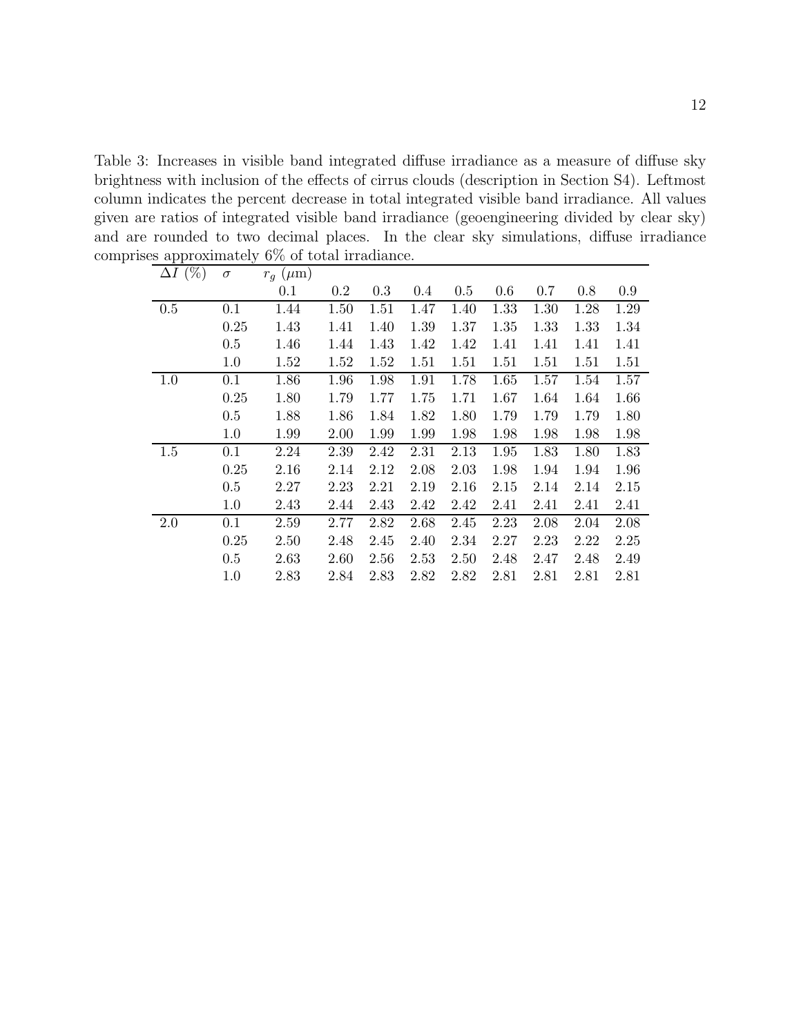Table 3: Increases in visible band integrated diffuse irradiance as a measure of diffuse sky brightness with inclusion of the effects of cirrus clouds (description in Section S4). Leftmost column indicates the percent decrease in total integrated visible band irradiance. All values given are ratios of integrated visible band irradiance (geoengineering divided by clear sky) and are rounded to two decimal places. In the clear sky simulations, diffuse irradiance comprises approximately 6% of total irradiance.

| $\Delta I$ (%) | $\sigma$ | $r_g$ ($\mu$m) | | | | | | | | |
|---|---|---|---|---|---|---|---|---|---|---|
| | | 0.1 | 0.2 | 0.3 | 0.4 | 0.5 | 0.6 | 0.7 | 0.8 | 0.9 |
| 0.5 | 0.1 | 1.44 | 1.50 | 1.51 | 1.47 | 1.40 | 1.33 | 1.30 | 1.28 | 1.29 |
| | 0.25 | 1.43 | 1.41 | 1.40 | 1.39 | 1.37 | 1.35 | 1.33 | 1.33 | 1.34 |
| | 0.5 | 1.46 | 1.44 | 1.43 | 1.42 | 1.42 | 1.41 | 1.41 | 1.41 | 1.41 |
| | 1.0 | 1.52 | 1.52 | 1.52 | 1.51 | 1.51 | 1.51 | 1.51 | 1.51 | 1.51 |
| 1.0 | 0.1 | 1.86 | 1.96 | 1.98 | 1.91 | 1.78 | 1.65 | 1.57 | 1.54 | 1.57 |
| | 0.25 | 1.80 | 1.79 | 1.77 | 1.75 | 1.71 | 1.67 | 1.64 | 1.64 | 1.66 |
| | 0.5 | 1.88 | 1.86 | 1.84 | 1.82 | 1.80 | 1.79 | 1.79 | 1.79 | 1.80 |
| | 1.0 | 1.99 | 2.00 | 1.99 | 1.99 | 1.98 | 1.98 | 1.98 | 1.98 | 1.98 |
| 1.5 | 0.1 | 2.24 | 2.39 | 2.42 | 2.31 | 2.13 | 1.95 | 1.83 | 1.80 | 1.83 |
| | 0.25 | 2.16 | 2.14 | 2.12 | 2.08 | 2.03 | 1.98 | 1.94 | 1.94 | 1.96 |
| | 0.5 | 2.27 | 2.23 | 2.21 | 2.19 | 2.16 | 2.15 | 2.14 | 2.14 | 2.15 |
| | 1.0 | 2.43 | 2.44 | 2.43 | 2.42 | 2.42 | 2.41 | 2.41 | 2.41 | 2.41 |
| 2.0 | 0.1 | 2.59 | 2.77 | 2.82 | 2.68 | 2.45 | 2.23 | 2.08 | 2.04 | 2.08 |
| | 0.25 | 2.50 | 2.48 | 2.45 | 2.40 | 2.34 | 2.27 | 2.23 | 2.22 | 2.25 |
| | 0.5 | 2.63 | 2.60 | 2.56 | 2.53 | 2.50 | 2.48 | 2.47 | 2.48 | 2.49 |
| | 1.0 | 2.83 | 2.84 | 2.83 | 2.82 | 2.82 | 2.81 | 2.81 | 2.81 | 2.81 |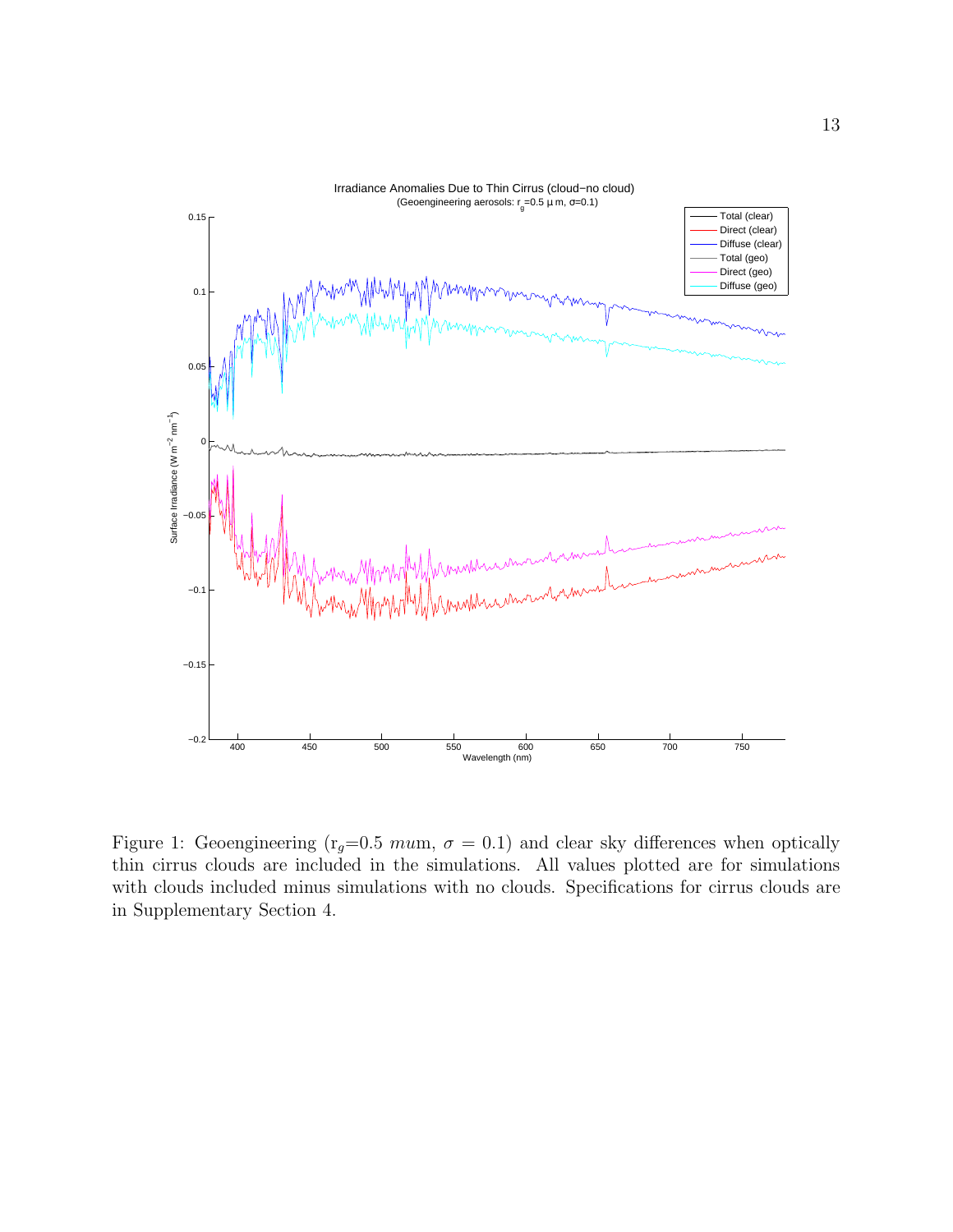Figure 1: Geoengineering ($r_g$=0.5 $mu$m, $\sigma$ = 0.1) and clear sky differences when optically thin cirrus clouds are included in the simulations. All values plotted are for simulations with clouds included minus simulations with no clouds. Specifications for cirrus clouds are in Supplementary Section 4.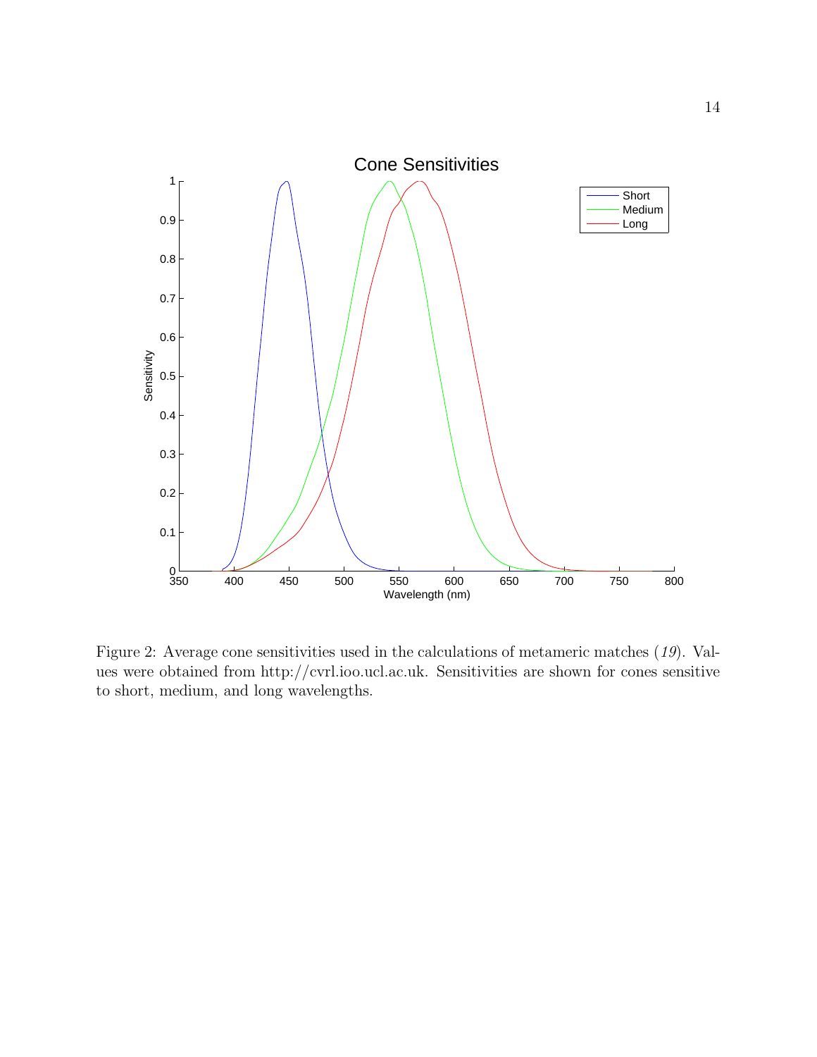Figure 2: Average cone sensitivities used in the calculations of metameric matches (*19*). Values were obtained from http://cvrl.ioo.ucl.ac.uk. Sensitivities are shown for cones sensitive to short, medium, and long wavelengths.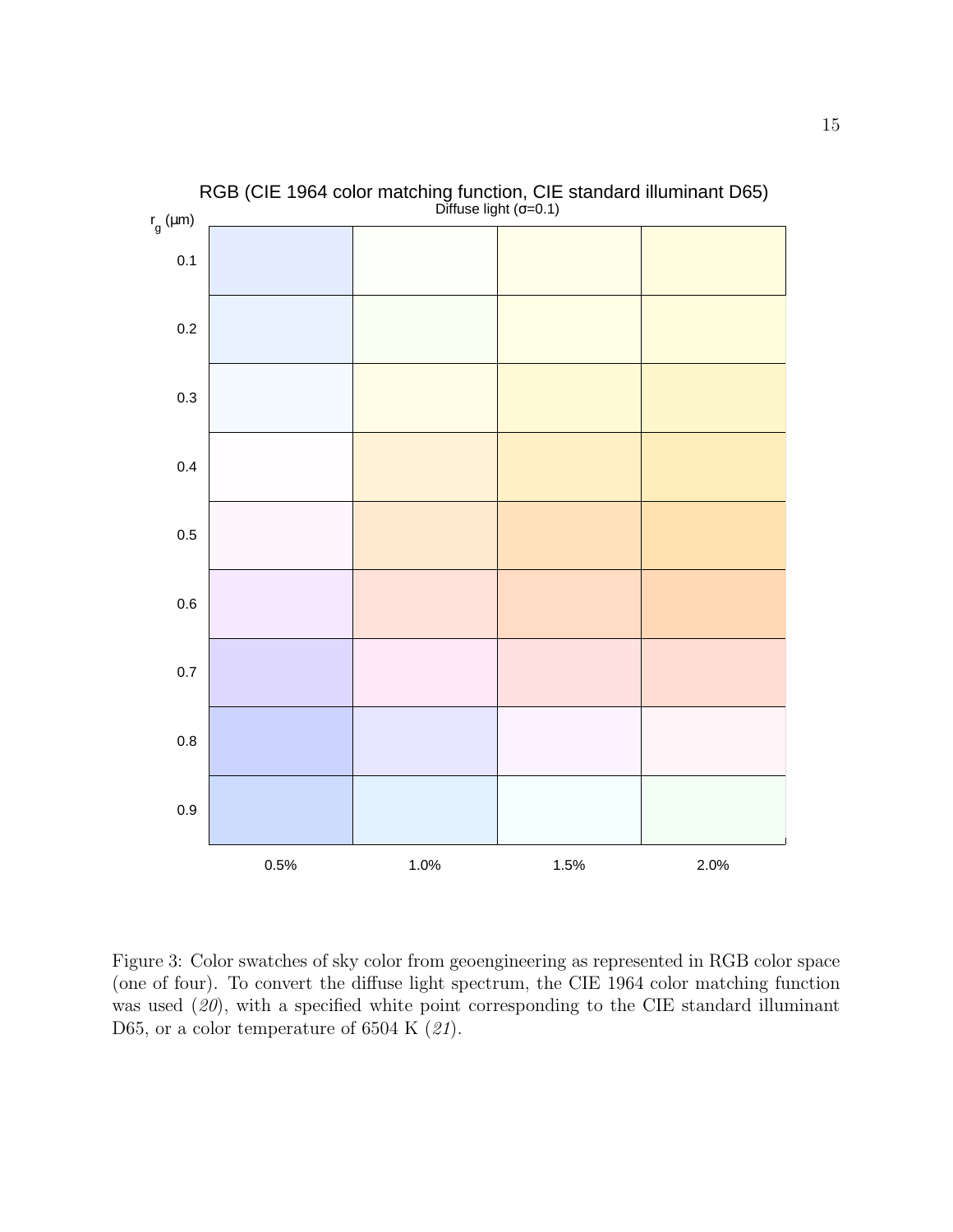RGB (CIE 1964 color matching function, CIE standard illuminant D65)

Diffuse light (σ=0.1)

Figure 3: Color swatches of sky color from geoengineering as represented in RGB color space (one of four). To convert the diffuse light spectrum, the CIE 1964 color matching function was used (*20*), with a specified white point corresponding to the CIE standard illuminant D65, or a color temperature of 6504 K (*21*).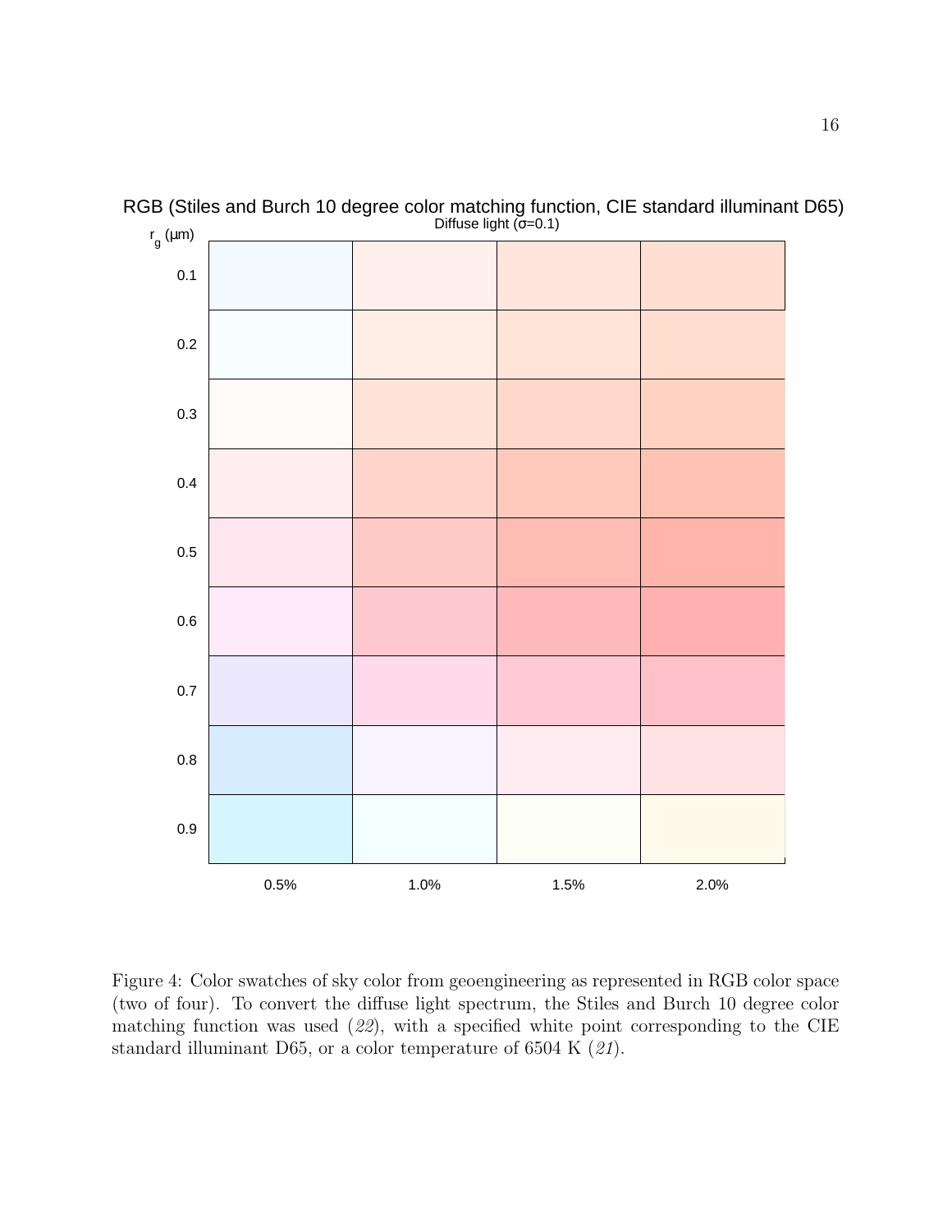RGB (Stiles and Burch 10 degree color matching function, CIE standard illuminant D65)

Diffuse light (σ=0.1)

| $r_g$ (μm) | 0.5% | 1.0% | 1.5% | 2.0% |
|---|---|---|---|---|
| 0.1 | | | | |
| 0.2 | | | | |
| 0.3 | | | | |
| 0.4 | | | | |
| 0.5 | | | | |
| 0.6 | | | | |
| 0.7 | | | | |
| 0.8 | | | | |
| 0.9 | | | | |

Figure 4: Color swatches of sky color from geoengineering as represented in RGB color space (two of four). To convert the diffuse light spectrum, the Stiles and Burch 10 degree color matching function was used (*22*), with a specified white point corresponding to the CIE standard illuminant D65, or a color temperature of 6504 K (*21*).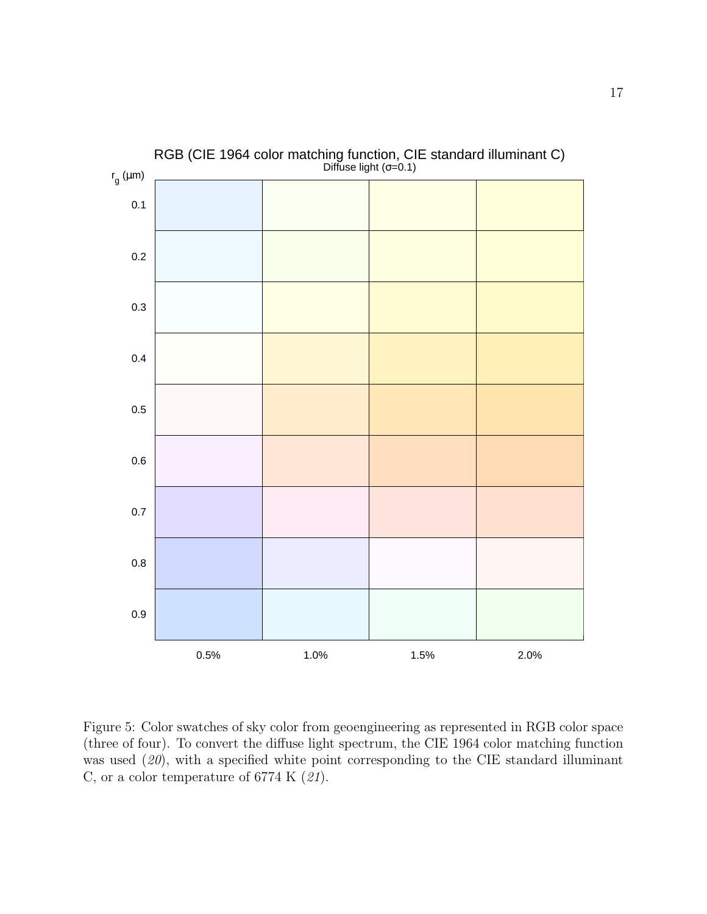RGB (CIE 1964 color matching function, CIE standard illuminant C)

Diffuse light (σ=0.1)

| $r_g$ (μm) | 0.5% | 1.0% | 1.5% | 2.0% |
|---|---|---|---|---|
| 0.1 | | | | |
| 0.2 | | | | |
| 0.3 | | | | |
| 0.4 | | | | |
| 0.5 | | | | |
| 0.6 | | | | |
| 0.7 | | | | |
| 0.8 | | | | |
| 0.9 | | | | |

Figure 5: Color swatches of sky color from geoengineering as represented in RGB color space (three of four). To convert the diffuse light spectrum, the CIE 1964 color matching function was used (*20*), with a specified white point corresponding to the CIE standard illuminant C, or a color temperature of 6774 K (*21*).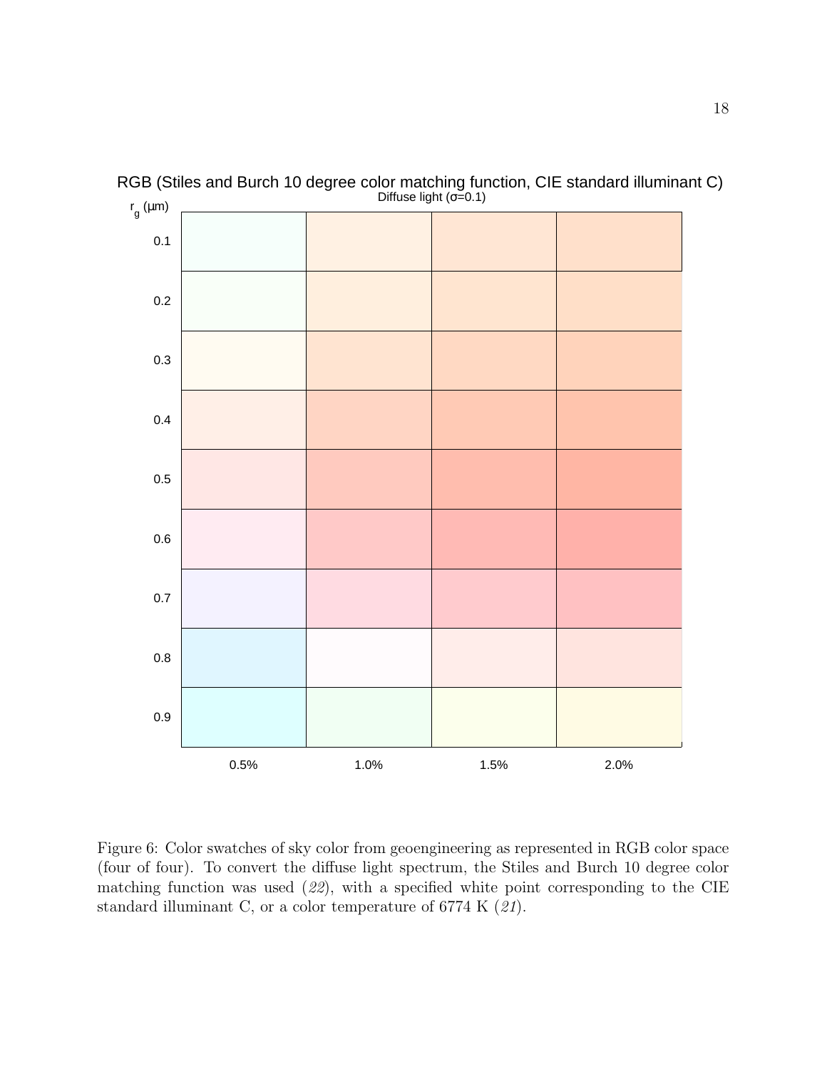RGB (Stiles and Burch 10 degree color matching function, CIE standard illuminant C)

Diffuse light (σ=0.1)

$r_g$ (μm)

0.1

0.2

0.3

0.4

0.5

0.6

0.7

0.8

0.9

0.5%

1.0%

1.5%

2.0%

Figure 6: Color swatches of sky color from geoengineering as represented in RGB color space (four of four). To convert the diffuse light spectrum, the Stiles and Burch 10 degree color matching function was used (*22*), with a specified white point corresponding to the CIE standard illuminant C, or a color temperature of 6774 K (*21*).